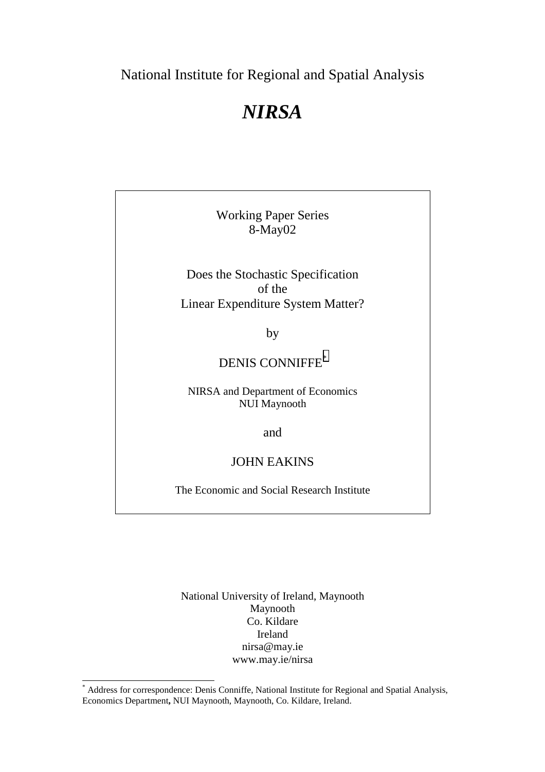National Institute for Regional and Spatial Analysis

# *NIRSA*

Working Paper Series
8-May02

## Does the Stochastic Specification of the Linear Expenditure System Matter?

by

DENIS CONNIFFE[*]

NIRSA and Department of Economics
NUI Maynooth

and

JOHN EAKINS

The Economic and Social Research Institute

National University of Ireland, Maynooth
Maynooth
Co. Kildare
Ireland
nirsa@may.ie
www.may.ie/nirsa

---

[*] Address for correspondence: Denis Conniffe, National Institute for Regional and Spatial Analysis, Economics Department, NUI Maynooth, Maynooth, Co. Kildare, Ireland.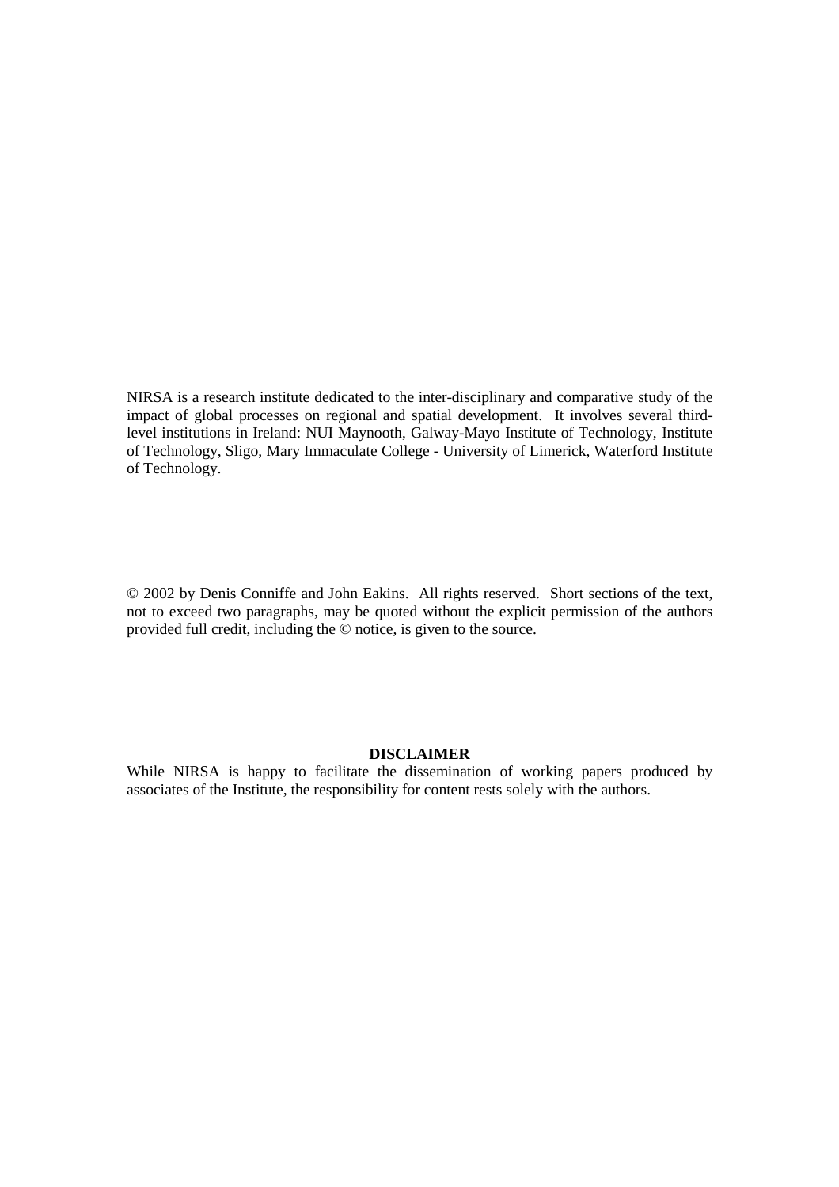NIRSA is a research institute dedicated to the inter-disciplinary and comparative study of the impact of global processes on regional and spatial development. It involves several third-level institutions in Ireland: NUI Maynooth, Galway-Mayo Institute of Technology, Institute of Technology, Sligo, Mary Immaculate College - University of Limerick, Waterford Institute of Technology.

© 2002 by Denis Conniffe and John Eakins. All rights reserved. Short sections of the text, not to exceed two paragraphs, may be quoted without the explicit permission of the authors provided full credit, including the © notice, is given to the source.

**DISCLAIMER**

While NIRSA is happy to facilitate the dissemination of working papers produced by associates of the Institute, the responsibility for content rests solely with the authors.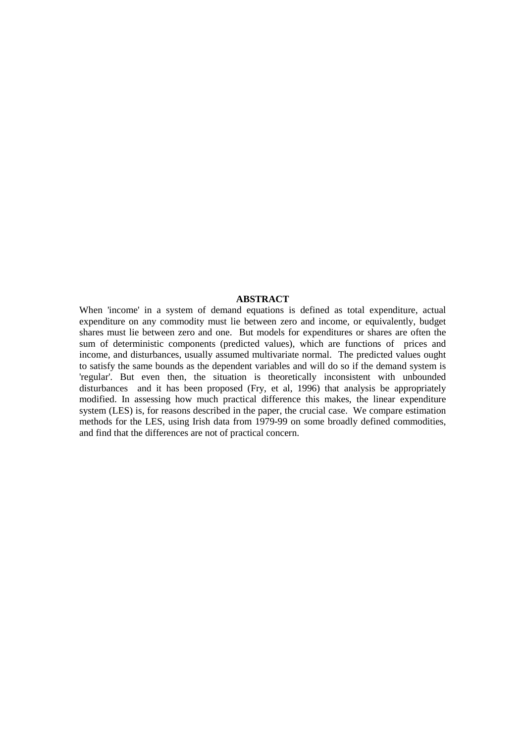## ABSTRACT

When 'income' in a system of demand equations is defined as total expenditure, actual expenditure on any commodity must lie between zero and income, or equivalently, budget shares must lie between zero and one. But models for expenditures or shares are often the sum of deterministic components (predicted values), which are functions of prices and income, and disturbances, usually assumed multivariate normal. The predicted values ought to satisfy the same bounds as the dependent variables and will do so if the demand system is 'regular'. But even then, the situation is theoretically inconsistent with unbounded disturbances and it has been proposed (Fry, et al, 1996) that analysis be appropriately modified. In assessing how much practical difference this makes, the linear expenditure system (LES) is, for reasons described in the paper, the crucial case. We compare estimation methods for the LES, using Irish data from 1979-99 on some broadly defined commodities, and find that the differences are not of practical concern.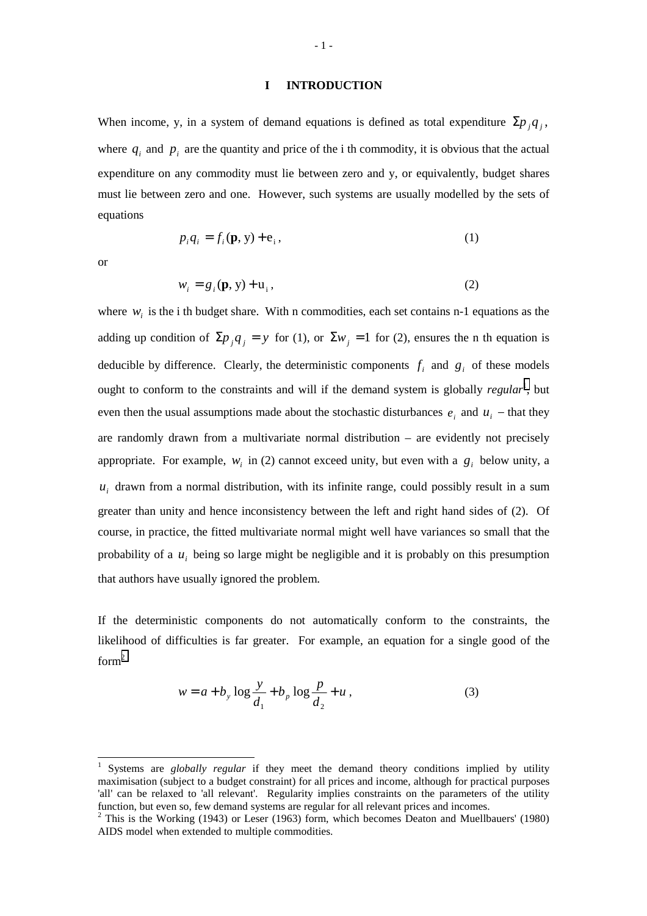## I INTRODUCTION

When income, y, in a system of demand equations is defined as total expenditure $\Sigma p_j q_j$, where $q_i$ and $p_i$ are the quantity and price of the i th commodity, it is obvious that the actual expenditure on any commodity must lie between zero and y, or equivalently, budget shares must lie between zero and one. However, such systems are usually modelled by the sets of equations

$$p_i q_i = f_i(\mathbf{p}, \mathrm{y}) + \mathrm{e}_i, \tag{1}$$

or

$$w_i = g_i(\mathbf{p}, \mathrm{y}) + \mathrm{u}_i, \tag{2}$$

where $w_i$ is the i th budget share. With n commodities, each set contains n-1 equations as the adding up condition of $\Sigma p_j q_j = y$ for (1), or $\Sigma w_j = 1$ for (2), ensures the n th equation is deducible by difference. Clearly, the deterministic components $f_i$ and $g_i$ of these models ought to conform to the constraints and will if the demand system is globally *regular*[1], but even then the usual assumptions made about the stochastic disturbances $e_i$ and $u_i$ – that they are randomly drawn from a multivariate normal distribution – are evidently not precisely appropriate. For example, $w_i$ in (2) cannot exceed unity, but even with a $g_i$ below unity, a $u_i$ drawn from a normal distribution, with its infinite range, could possibly result in a sum greater than unity and hence inconsistency between the left and right hand sides of (2). Of course, in practice, the fitted multivariate normal might well have variances so small that the probability of a $u_i$ being so large might be negligible and it is probably on this presumption that authors have usually ignored the problem.

If the deterministic components do not automatically conform to the constraints, the likelihood of difficulties is far greater. For example, an equation for a single good of the form[2]

$$w = a + b_y \log\frac{y}{d_1} + b_p \log\frac{p}{d_2} + u\,, \tag{3}$$

---

[1] Systems are *globally regular* if they meet the demand theory conditions implied by utility maximisation (subject to a budget constraint) for all prices and income, although for practical purposes 'all' can be relaxed to 'all relevant'. Regularity implies constraints on the parameters of the utility function, but even so, few demand systems are regular for all relevant prices and incomes.

[2] This is the Working (1943) or Leser (1963) form, which becomes Deaton and Muellbauers' (1980) AIDS model when extended to multiple commodities.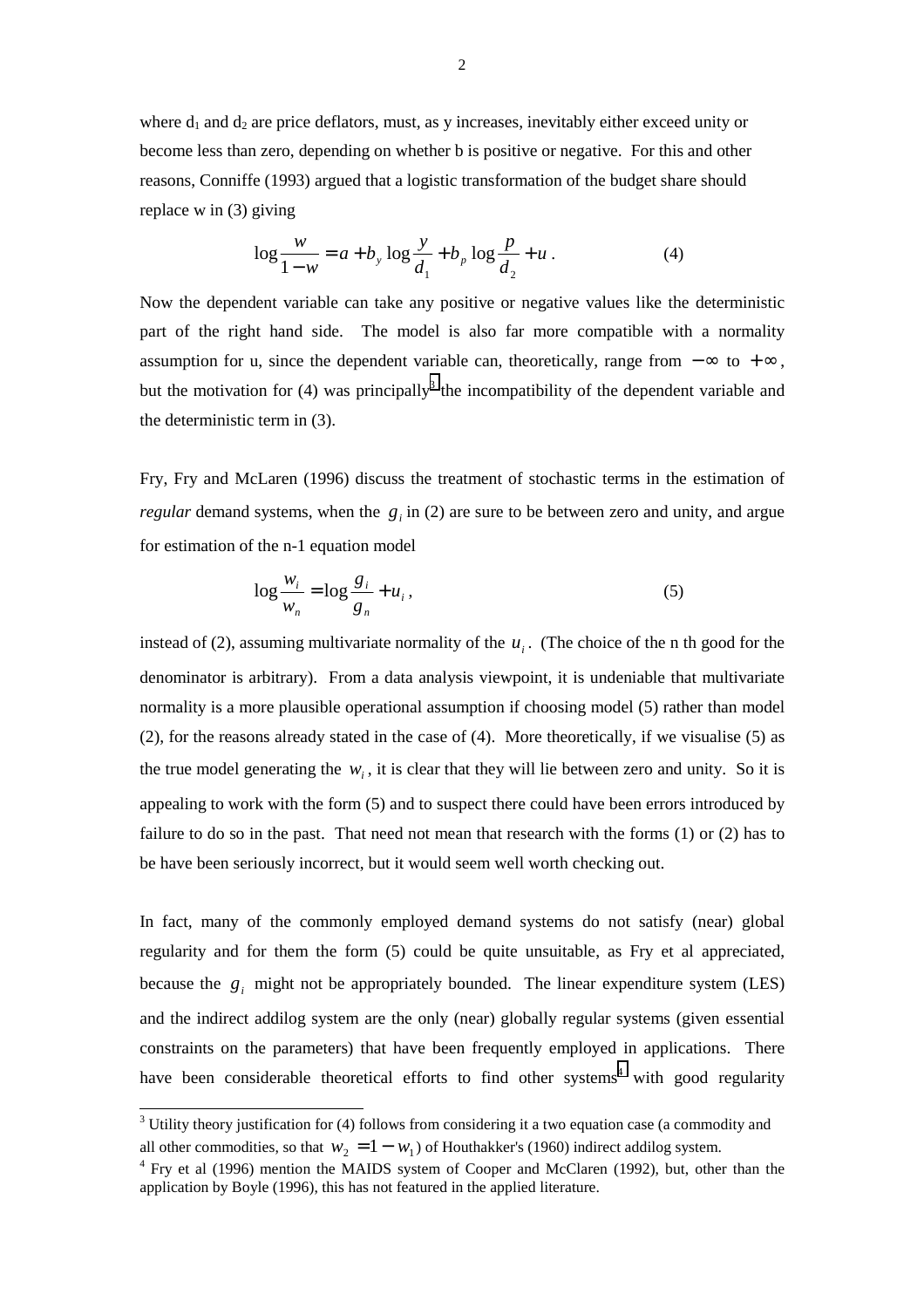where $d_1$ and $d_2$ are price deflators, must, as y increases, inevitably either exceed unity or become less than zero, depending on whether b is positive or negative. For this and other reasons, Conniffe (1993) argued that a logistic transformation of the budget share should replace w in (3) giving

$$\log \frac{w}{1-w} = a + b_y \log \frac{y}{d_1} + b_p \log \frac{p}{d_2} + u \,. \tag{4}$$

Now the dependent variable can take any positive or negative values like the deterministic part of the right hand side. The model is also far more compatible with a normality assumption for u, since the dependent variable can, theoretically, range from $-\infty$ to $+\infty$, but the motivation for (4) was principally[3] the incompatibility of the dependent variable and the deterministic term in (3).

Fry, Fry and McLaren (1996) discuss the treatment of stochastic terms in the estimation of *regular* demand systems, when the $g_i$ in (2) are sure to be between zero and unity, and argue for estimation of the n-1 equation model

$$\log \frac{w_i}{w_n} = \log \frac{g_i}{g_n} + u_i \,, \tag{5}$$

instead of (2), assuming multivariate normality of the $u_i$. (The choice of the n th good for the denominator is arbitrary). From a data analysis viewpoint, it is undeniable that multivariate normality is a more plausible operational assumption if choosing model (5) rather than model (2), for the reasons already stated in the case of (4). More theoretically, if we visualise (5) as the true model generating the $w_i$, it is clear that they will lie between zero and unity. So it is appealing to work with the form (5) and to suspect there could have been errors introduced by failure to do so in the past. That need not mean that research with the forms (1) or (2) has to be have been seriously incorrect, but it would seem well worth checking out.

In fact, many of the commonly employed demand systems do not satisfy (near) global regularity and for them the form (5) could be quite unsuitable, as Fry et al appreciated, because the $g_i$ might not be appropriately bounded. The linear expenditure system (LES) and the indirect addilog system are the only (near) globally regular systems (given essential constraints on the parameters) that have been frequently employed in applications. There have been considerable theoretical efforts to find other systems[4] with good regularity

---

[3] Utility theory justification for (4) follows from considering it a two equation case (a commodity and all other commodities, so that $w_2 = 1 - w_1$) of Houthakker's (1960) indirect addilog system.

[4] Fry et al (1996) mention the MAIDS system of Cooper and McClaren (1992), but, other than the application by Boyle (1996), this has not featured in the applied literature.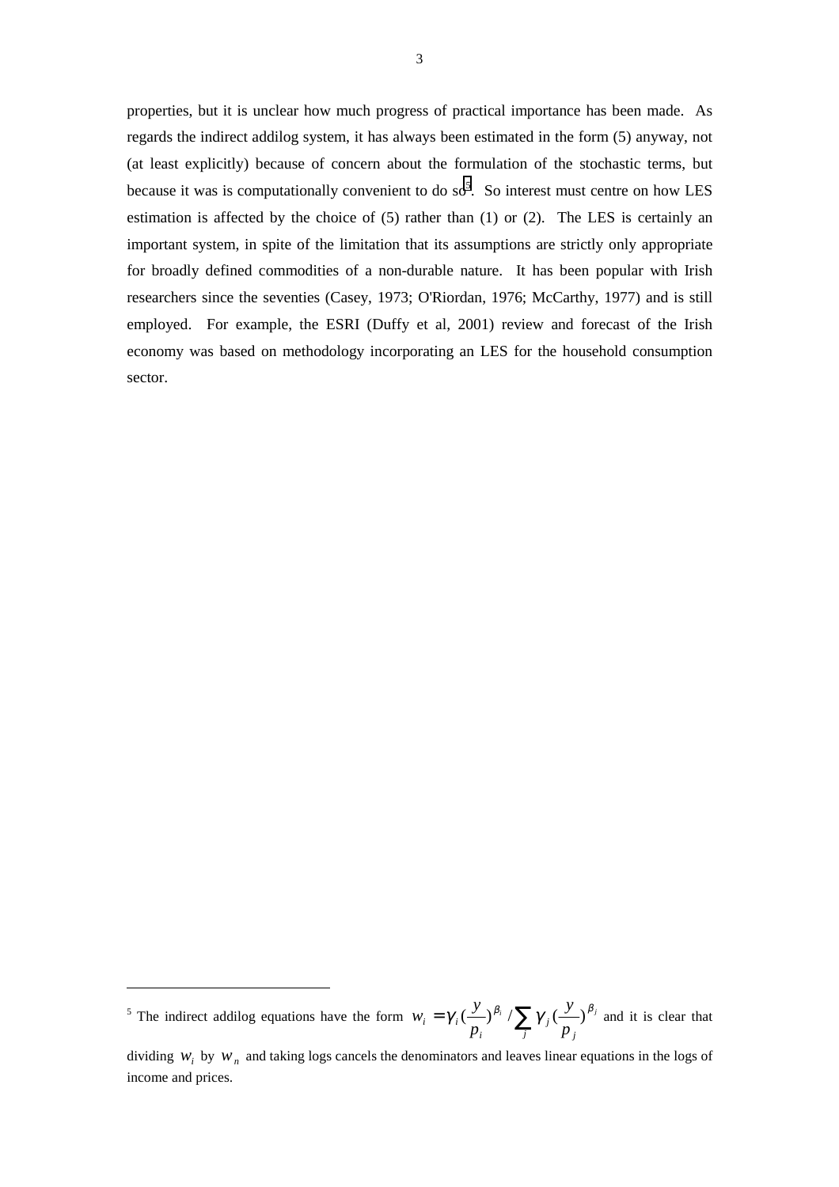properties, but it is unclear how much progress of practical importance has been made. As regards the indirect addilog system, it has always been estimated in the form (5) anyway, not (at least explicitly) because of concern about the formulation of the stochastic terms, but because it was is computationally convenient to do so[5]. So interest must centre on how LES estimation is affected by the choice of (5) rather than (1) or (2). The LES is certainly an important system, in spite of the limitation that its assumptions are strictly only appropriate for broadly defined commodities of a non-durable nature. It has been popular with Irish researchers since the seventies (Casey, 1973; O'Riordan, 1976; McCarthy, 1977) and is still employed. For example, the ESRI (Duffy et al, 2001) review and forecast of the Irish economy was based on methodology incorporating an LES for the household consumption sector.

---

[5] The indirect addilog equations have the form $w_i = \gamma_i (\frac{y}{p_i})^{\beta_i} / \sum_j \gamma_j (\frac{y}{p_j})^{\beta_j}$ and it is clear that dividing $w_i$ by $w_n$ and taking logs cancels the denominators and leaves linear equations in the logs of income and prices.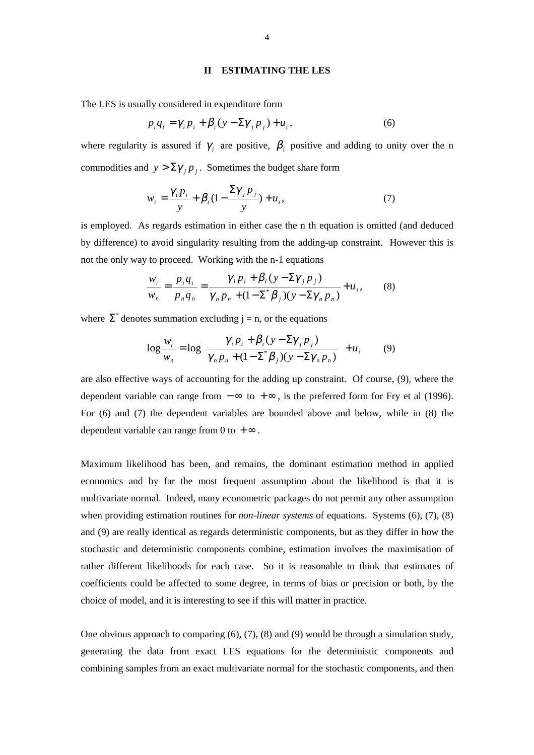## II ESTIMATING THE LES

The LES is usually considered in expenditure form

$$p_i q_i = \gamma_i p_i + \beta_i (y - \Sigma \gamma_j p_j) + u_i, \qquad (6)$$

where regularity is assured if $\gamma_i$ are positive, $\beta_i$ positive and adding to unity over the n commodities and $y > \Sigma \gamma_j p_j$. Sometimes the budget share form

$$w_i = \frac{\gamma_i p_i}{y} + \beta_i (1 - \frac{\Sigma \gamma_j p_j}{y}) + u_i, \qquad (7)$$

is employed. As regards estimation in either case the n th equation is omitted (and deduced by difference) to avoid singularity resulting from the adding-up constraint. However this is not the only way to proceed. Working with the n-1 equations

$$\frac{w_i}{w_n} = \frac{p_i q_i}{p_n q_n} = \frac{\gamma_i p_i + \beta_i (y - \Sigma \gamma_j p_j)}{\gamma_n p_n + (1 - \Sigma^* \beta_j)(y - \Sigma \gamma_n p_n)} + u_i, \qquad (8)$$

where $\Sigma^*$ denotes summation excluding j = n, or the equations

$$\log \frac{w_i}{w_n} = \log \left( \frac{\gamma_i p_i + \beta_i (y - \Sigma \gamma_j p_j)}{\gamma_n p_n + (1 - \Sigma^* \beta_j)(y - \Sigma \gamma_n p_n)} \right) + u_i \qquad (9)$$

are also effective ways of accounting for the adding up constraint. Of course, (9), where the dependent variable can range from $-\infty$ to $+\infty$, is the preferred form for Fry et al (1996). For (6) and (7) the dependent variables are bounded above and below, while in (8) the dependent variable can range from 0 to $+\infty$.

Maximum likelihood has been, and remains, the dominant estimation method in applied economics and by far the most frequent assumption about the likelihood is that it is multivariate normal. Indeed, many econometric packages do not permit any other assumption when providing estimation routines for *non-linear systems* of equations. Systems (6), (7), (8) and (9) are really identical as regards deterministic components, but as they differ in how the stochastic and deterministic components combine, estimation involves the maximisation of rather different likelihoods for each case. So it is reasonable to think that estimates of coefficients could be affected to some degree, in terms of bias or precision or both, by the choice of model, and it is interesting to see if this will matter in practice.

One obvious approach to comparing (6), (7), (8) and (9) would be through a simulation study, generating the data from exact LES equations for the deterministic components and combining samples from an exact multivariate normal for the stochastic components, and then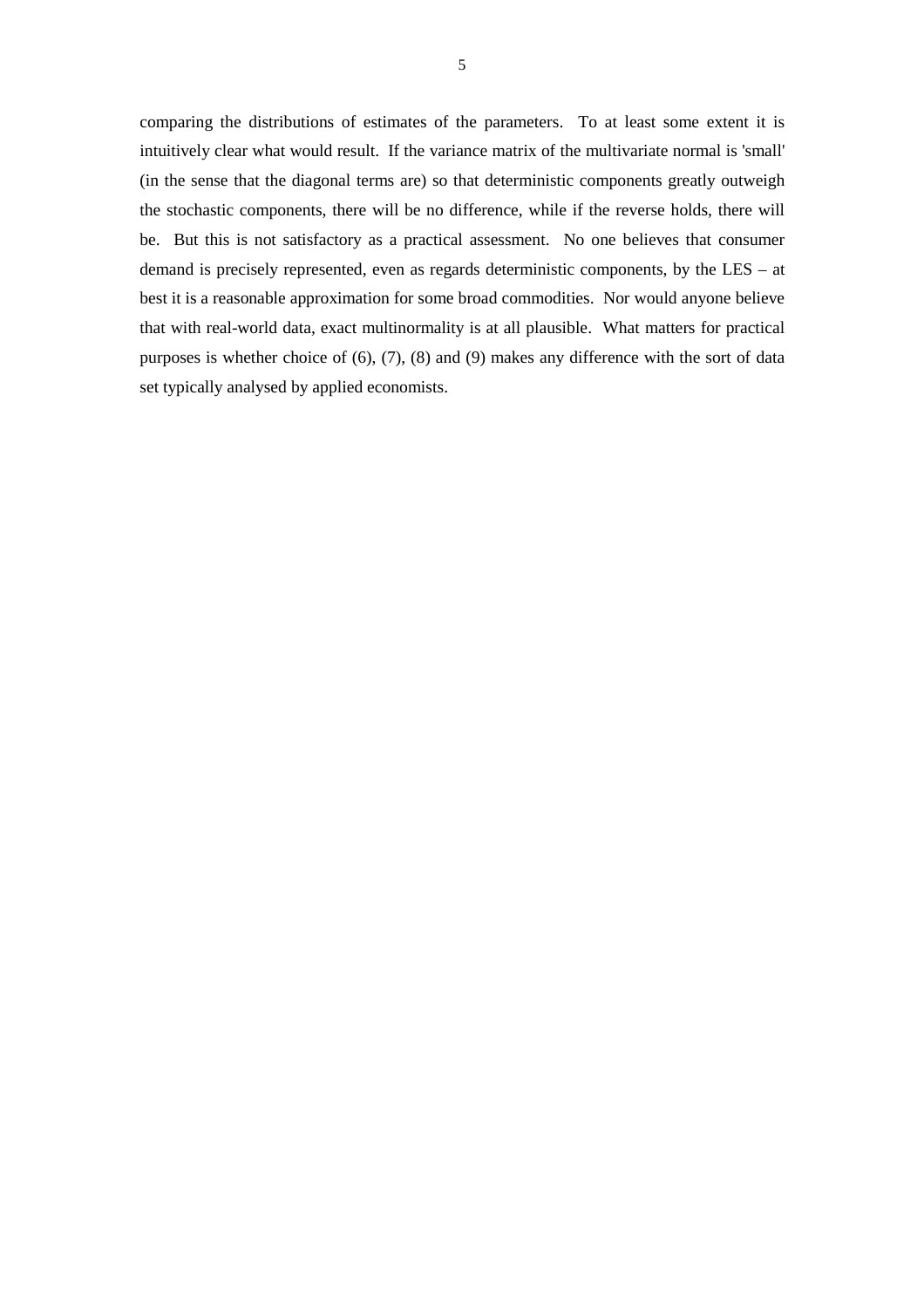comparing the distributions of estimates of the parameters. To at least some extent it is intuitively clear what would result. If the variance matrix of the multivariate normal is 'small' (in the sense that the diagonal terms are) so that deterministic components greatly outweigh the stochastic components, there will be no difference, while if the reverse holds, there will be. But this is not satisfactory as a practical assessment. No one believes that consumer demand is precisely represented, even as regards deterministic components, by the LES – at best it is a reasonable approximation for some broad commodities. Nor would anyone believe that with real-world data, exact multinormality is at all plausible. What matters for practical purposes is whether choice of (6), (7), (8) and (9) makes any difference with the sort of data set typically analysed by applied economists.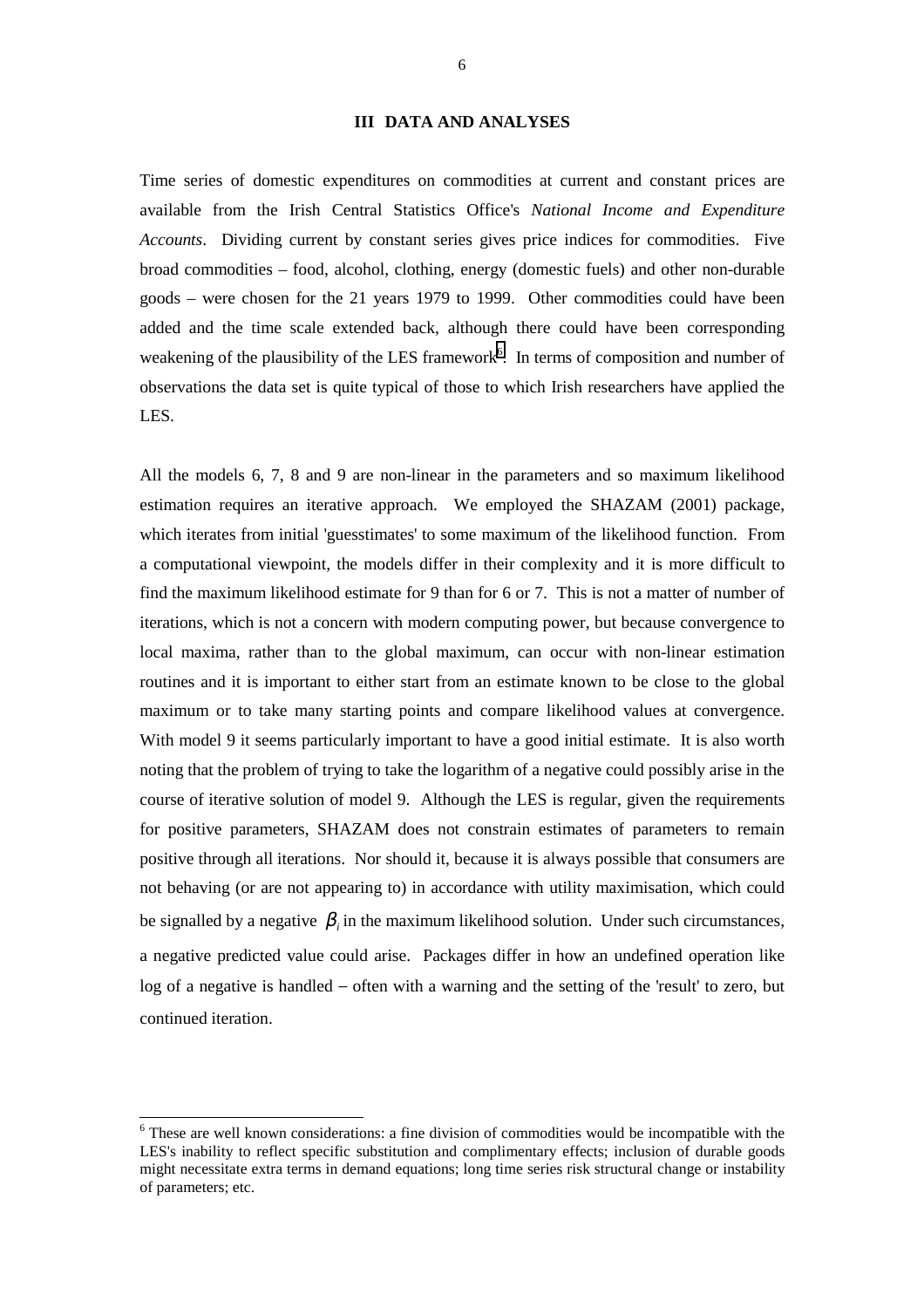## III DATA AND ANALYSES

Time series of domestic expenditures on commodities at current and constant prices are available from the Irish Central Statistics Office's *National Income and Expenditure Accounts*. Dividing current by constant series gives price indices for commodities. Five broad commodities – food, alcohol, clothing, energy (domestic fuels) and other non-durable goods – were chosen for the 21 years 1979 to 1999. Other commodities could have been added and the time scale extended back, although there could have been corresponding weakening of the plausibility of the LES framework[6]. In terms of composition and number of observations the data set is quite typical of those to which Irish researchers have applied the LES.

All the models 6, 7, 8 and 9 are non-linear in the parameters and so maximum likelihood estimation requires an iterative approach. We employed the SHAZAM (2001) package, which iterates from initial 'guesstimates' to some maximum of the likelihood function. From a computational viewpoint, the models differ in their complexity and it is more difficult to find the maximum likelihood estimate for 9 than for 6 or 7. This is not a matter of number of iterations, which is not a concern with modern computing power, but because convergence to local maxima, rather than to the global maximum, can occur with non-linear estimation routines and it is important to either start from an estimate known to be close to the global maximum or to take many starting points and compare likelihood values at convergence. With model 9 it seems particularly important to have a good initial estimate. It is also worth noting that the problem of trying to take the logarithm of a negative could possibly arise in the course of iterative solution of model 9. Although the LES is regular, given the requirements for positive parameters, SHAZAM does not constrain estimates of parameters to remain positive through all iterations. Nor should it, because it is always possible that consumers are not behaving (or are not appearing to) in accordance with utility maximisation, which could be signalled by a negative $\beta_i$ in the maximum likelihood solution. Under such circumstances, a negative predicted value could arise. Packages differ in how an undefined operation like log of a negative is handled − often with a warning and the setting of the 'result' to zero, but continued iteration.

[6] These are well known considerations: a fine division of commodities would be incompatible with the LES's inability to reflect specific substitution and complimentary effects; inclusion of durable goods might necessitate extra terms in demand equations; long time series risk structural change or instability of parameters; etc.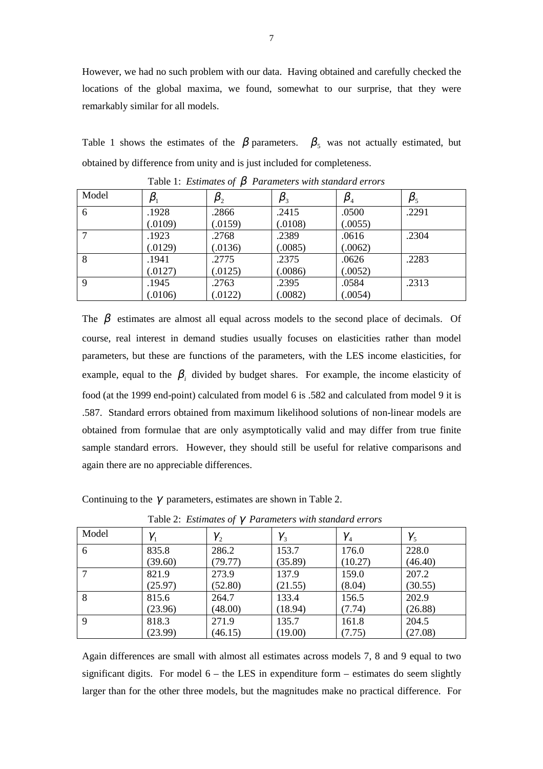However, we had no such problem with our data. Having obtained and carefully checked the locations of the global maxima, we found, somewhat to our surprise, that they were remarkably similar for all models.

Table 1 shows the estimates of the $\beta$ parameters. $\beta_5$ was not actually estimated, but obtained by difference from unity and is just included for completeness.

Table 1: *Estimates of $\beta$ Parameters with standard errors*

| Model | $\beta_1$ | $\beta_2$ | $\beta_3$ | $\beta_4$ | $\beta_5$ |
|---|---|---|---|---|---|
| 6 | .1928 (.0109) | .2866 (.0159) | .2415 (.0108) | .0500 (.0055) | .2291 |
| 7 | .1923 (.0129) | .2768 (.0136) | .2389 (.0085) | .0616 (.0062) | .2304 |
| 8 | .1941 (.0127) | .2775 (.0125) | .2375 (.0086) | .0626 (.0052) | .2283 |
| 9 | .1945 (.0106) | .2763 (.0122) | .2395 (.0082) | .0584 (.0054) | .2313 |

The $\beta$ estimates are almost all equal across models to the second place of decimals. Of course, real interest in demand studies usually focuses on elasticities rather than model parameters, but these are functions of the parameters, with the LES income elasticities, for example, equal to the $\beta_i$ divided by budget shares. For example, the income elasticity of food (at the 1999 end-point) calculated from model 6 is .582 and calculated from model 9 it is .587. Standard errors obtained from maximum likelihood solutions of non-linear models are obtained from formulae that are only asymptotically valid and may differ from true finite sample standard errors. However, they should still be useful for relative comparisons and again there are no appreciable differences.

Continuing to the $\gamma$ parameters, estimates are shown in Table 2.

Table 2: *Estimates of $\gamma$ Parameters with standard errors*

| Model | $\gamma_1$ | $\gamma_2$ | $\gamma_3$ | $\gamma_4$ | $\gamma_5$ |
|---|---|---|---|---|---|
| 6 | 835.8 (39.60) | 286.2 (79.77) | 153.7 (35.89) | 176.0 (10.27) | 228.0 (46.40) |
| 7 | 821.9 (25.97) | 273.9 (52.80) | 137.9 (21.55) | 159.0 (8.04) | 207.2 (30.55) |
| 8 | 815.6 (23.96) | 264.7 (48.00) | 133.4 (18.94) | 156.5 (7.74) | 202.9 (26.88) |
| 9 | 818.3 (23.99) | 271.9 (46.15) | 135.7 (19.00) | 161.8 (7.75) | 204.5 (27.08) |

Again differences are small with almost all estimates across models 7, 8 and 9 equal to two significant digits. For model 6 – the LES in expenditure form – estimates do seem slightly larger than for the other three models, but the magnitudes make no practical difference. For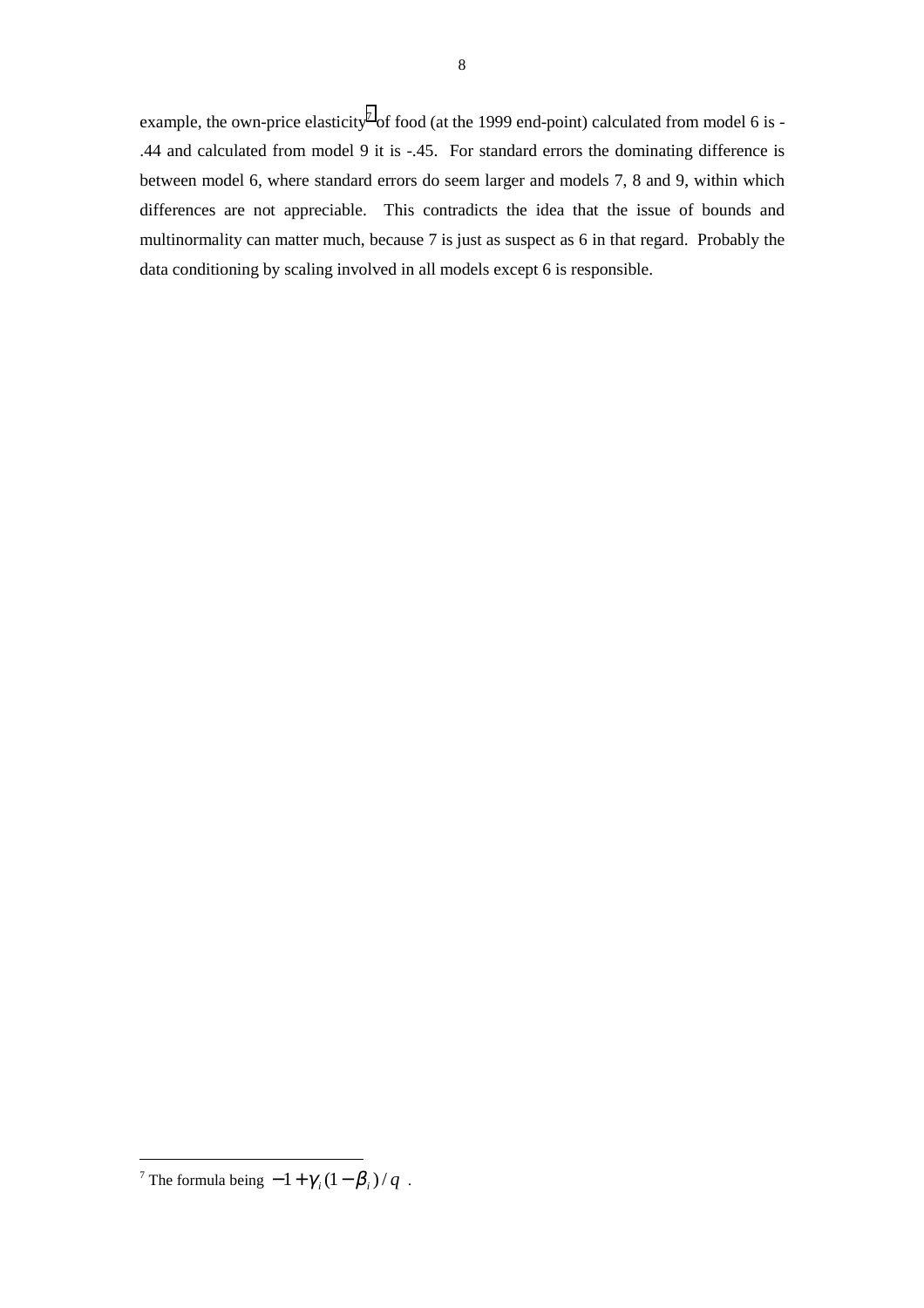example, the own-price elasticity[7] of food (at the 1999 end-point) calculated from model 6 is -.44 and calculated from model 9 it is -.45. For standard errors the dominating difference is between model 6, where standard errors do seem larger and models 7, 8 and 9, within which differences are not appreciable. This contradicts the idea that the issue of bounds and multinormality can matter much, because 7 is just as suspect as 6 in that regard. Probably the data conditioning by scaling involved in all models except 6 is responsible.

---

[7] The formula being $-1+\gamma_i(1-\beta_i)/q$ .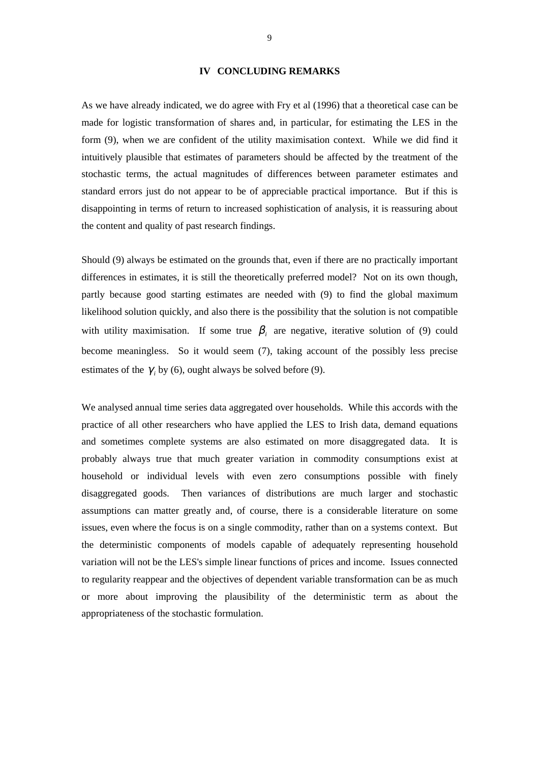## IV CONCLUDING REMARKS

As we have already indicated, we do agree with Fry et al (1996) that a theoretical case can be made for logistic transformation of shares and, in particular, for estimating the LES in the form (9), when we are confident of the utility maximisation context. While we did find it intuitively plausible that estimates of parameters should be affected by the treatment of the stochastic terms, the actual magnitudes of differences between parameter estimates and standard errors just do not appear to be of appreciable practical importance. But if this is disappointing in terms of return to increased sophistication of analysis, it is reassuring about the content and quality of past research findings.

Should (9) always be estimated on the grounds that, even if there are no practically important differences in estimates, it is still the theoretically preferred model? Not on its own though, partly because good starting estimates are needed with (9) to find the global maximum likelihood solution quickly, and also there is the possibility that the solution is not compatible with utility maximisation. If some true $\beta_i$ are negative, iterative solution of (9) could become meaningless. So it would seem (7), taking account of the possibly less precise estimates of the $\gamma_i$ by (6), ought always be solved before (9).

We analysed annual time series data aggregated over households. While this accords with the practice of all other researchers who have applied the LES to Irish data, demand equations and sometimes complete systems are also estimated on more disaggregated data. It is probably always true that much greater variation in commodity consumptions exist at household or individual levels with even zero consumptions possible with finely disaggregated goods. Then variances of distributions are much larger and stochastic assumptions can matter greatly and, of course, there is a considerable literature on some issues, even where the focus is on a single commodity, rather than on a systems context. But the deterministic components of models capable of adequately representing household variation will not be the LES's simple linear functions of prices and income. Issues connected to regularity reappear and the objectives of dependent variable transformation can be as much or more about improving the plausibility of the deterministic term as about the appropriateness of the stochastic formulation.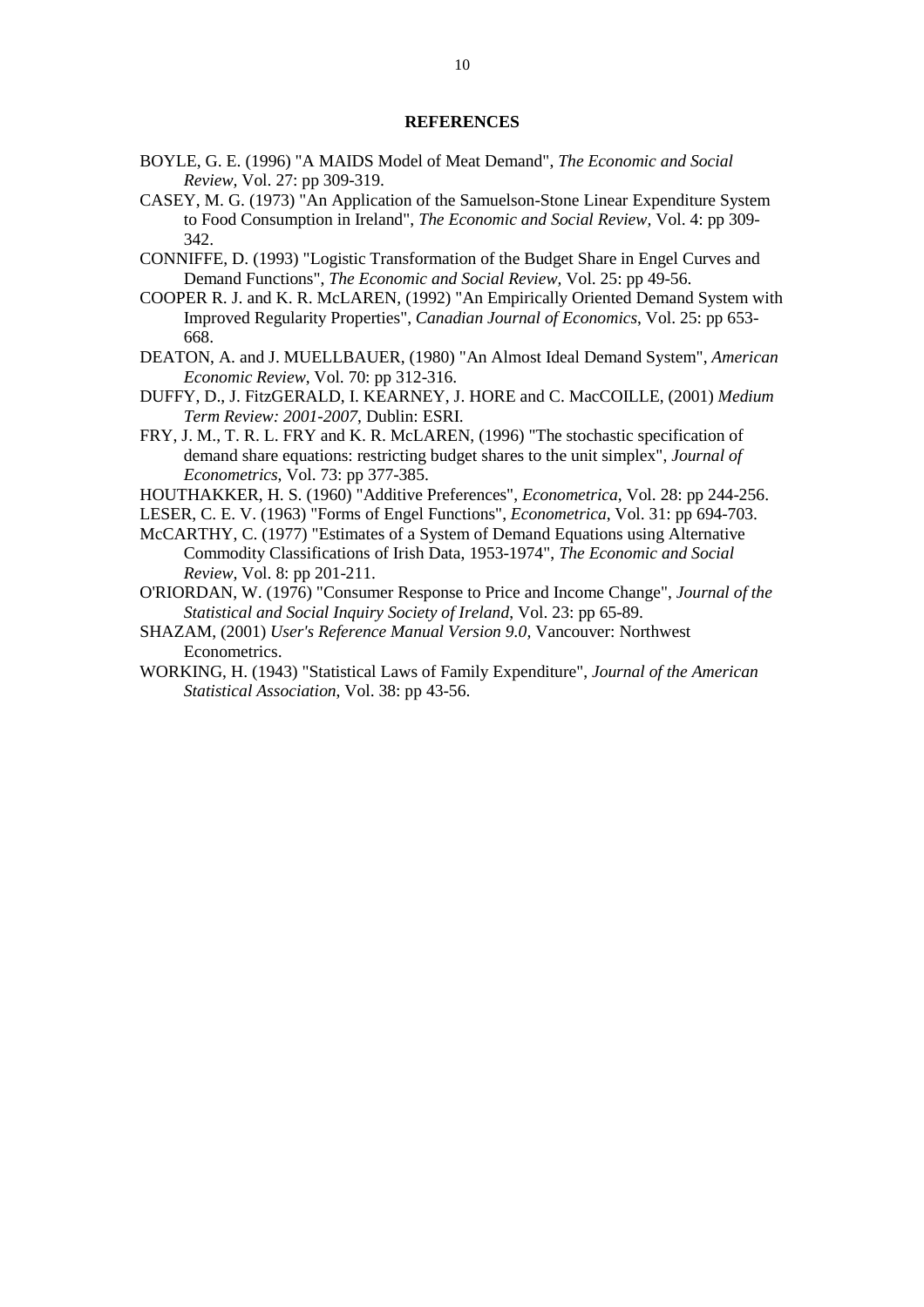## REFERENCES

BOYLE, G. E. (1996) "A MAIDS Model of Meat Demand", *The Economic and Social Review*, Vol. 27: pp 309-319.

CASEY, M. G. (1973) "An Application of the Samuelson-Stone Linear Expenditure System to Food Consumption in Ireland", *The Economic and Social Review,* Vol. 4: pp 309-342.

CONNIFFE, D. (1993) "Logistic Transformation of the Budget Share in Engel Curves and Demand Functions", *The Economic and Social Review,* Vol. 25: pp 49-56.

COOPER R. J. and K. R. McLAREN, (1992) "An Empirically Oriented Demand System with Improved Regularity Properties", *Canadian Journal of Economics*, Vol. 25: pp 653-668.

DEATON, A. and J. MUELLBAUER, (1980) "An Almost Ideal Demand System", *American Economic Review*, Vol. 70: pp 312-316.

DUFFY, D., J. FitzGERALD, I. KEARNEY, J. HORE and C. MacCOILLE, (2001) *Medium Term Review: 2001-2007*, Dublin: ESRI.

FRY, J. M., T. R. L. FRY and K. R. McLAREN, (1996) "The stochastic specification of demand share equations: restricting budget shares to the unit simplex", *Journal of Econometrics*, Vol. 73: pp 377-385.

HOUTHAKKER, H. S. (1960) "Additive Preferences", *Econometrica*, Vol. 28: pp 244-256.

LESER, C. E. V. (1963) "Forms of Engel Functions", *Econometrica*, Vol. 31: pp 694-703.

McCARTHY, C. (1977) "Estimates of a System of Demand Equations using Alternative Commodity Classifications of Irish Data, 1953-1974", *The Economic and Social Review,* Vol. 8: pp 201-211.

O'RIORDAN, W. (1976) "Consumer Response to Price and Income Change", *Journal of the Statistical and Social Inquiry Society of Ireland*, Vol. 23: pp 65-89.

SHAZAM, (2001) *User's Reference Manual Version 9.0,* Vancouver: Northwest Econometrics.

WORKING, H. (1943) "Statistical Laws of Family Expenditure", *Journal of the American Statistical Association*, Vol. 38: pp 43-56.